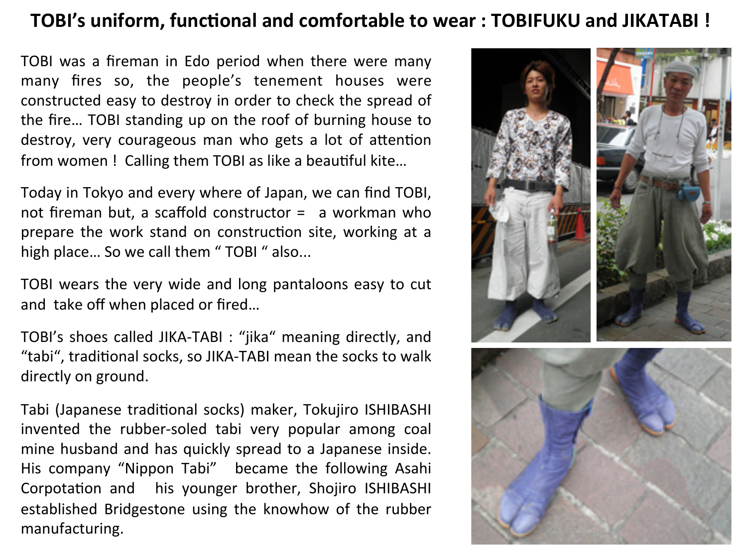# TOBI's uniform, functional and comfortable to wear : TOBIFUKU and JIKATABI !

TOBI was a fireman in Edo period when there were many many fires so, the people's tenement houses were constructed easy to destroy in order to check the spread of the fire… TOBI standing up on the roof of burning house to destroy, very courageous man who gets a lot of attention from women ! Calling them TOBI as like a beautiful kite…

Today in Tokyo and every where of Japan, we can find TOBI, not fireman but, a scaffold constructor = a workman who prepare the work stand on construction site, working at a high place… So we call them " TOBI " also...

TOBI wears the very wide and long pantaloons easy to cut and take off when placed or fired…

TOBI's shoes called JIKA-TABI : "jika" meaning directly, and "tabi", traditional socks, so JIKA-TABI mean the socks to walk directly on ground.

Tabi (Japanese traditional socks) maker, Tokujiro ISHIBASHI invented the rubber-soled tabi very popular among coal mine husband and has quickly spread to a Japanese inside. His company "Nippon Tabi" became the following Asahi Corpotation and his younger brother, Shojiro ISHIBASHI established Bridgestone using the knowhow of the rubber manufacturing.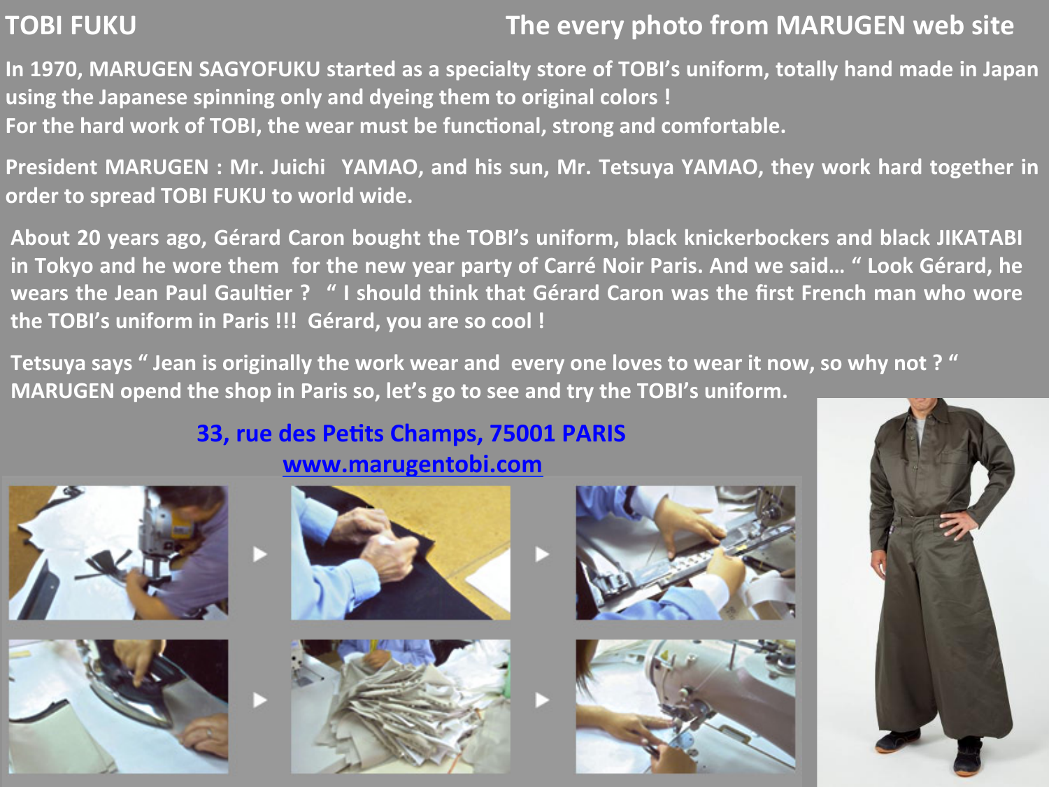# TOBI FUKU

**The every photo from MARUGEN web site**

**In 1970, MARUGEN SAGYOFUKU started as a specialty store of TOBI's uniform, totally hand made in Japan using the Japanese spinning only and dyeing them to original colors !**
**For the hard work of TOBI, the wear must be functional, strong and comfortable.**

**President MARUGEN : Mr. Juichi YAMAO, and his sun, Mr. Tetsuya YAMAO, they work hard together in order to spread TOBI FUKU to world wide.**

**About 20 years ago, Gérard Caron bought the TOBI's uniform, black knickerbockers and black JIKATABI in Tokyo and he wore them for the new year party of Carré Noir Paris. And we said… " Look Gérard, he wears the Jean Paul Gaultier ? " I should think that Gérard Caron was the first French man who wore the TOBI's uniform in Paris !!! Gérard, you are so cool !**

**Tetsuya says " Jean is originally the work wear and every one loves to wear it now, so why not ? "**
**MARUGEN opend the shop in Paris so, let's go to see and try the TOBI's uniform.**

**33, rue des Petits Champs, 75001 PARIS**
**[www.marugentobi.com](http://www.marugentobi.com)**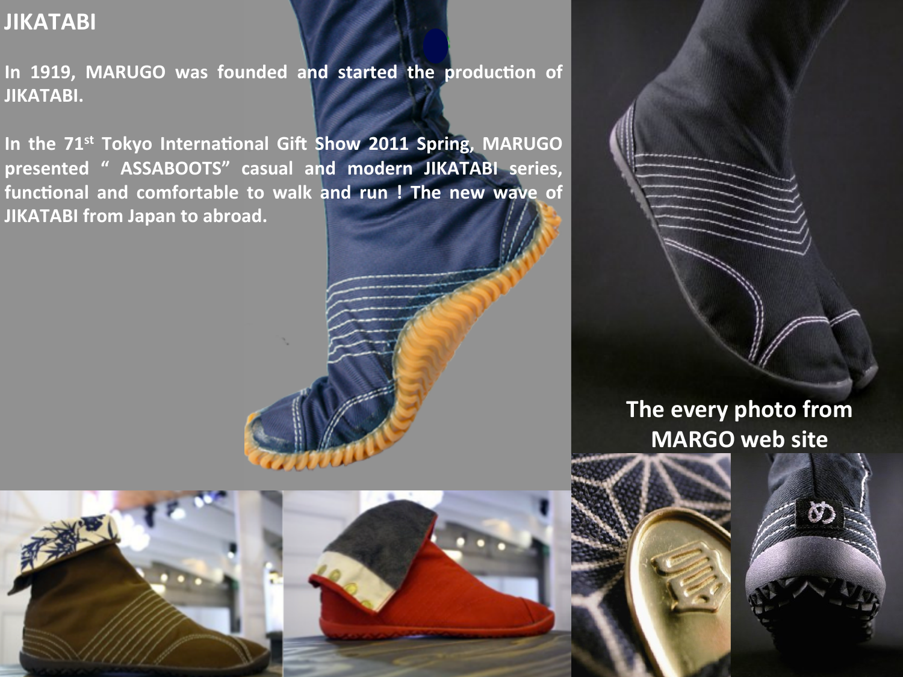# JIKATABI

In 1919, MARUGO was founded and started the production of JIKATABI.

In the 71st Tokyo International Gift Show 2011 Spring, MARUGO presented " ASSABOOTS" casual and modern JIKATABI series, functional and comfortable to walk and run ! The new wave of JIKATABI from Japan to abroad.

The every photo from MARGO web site